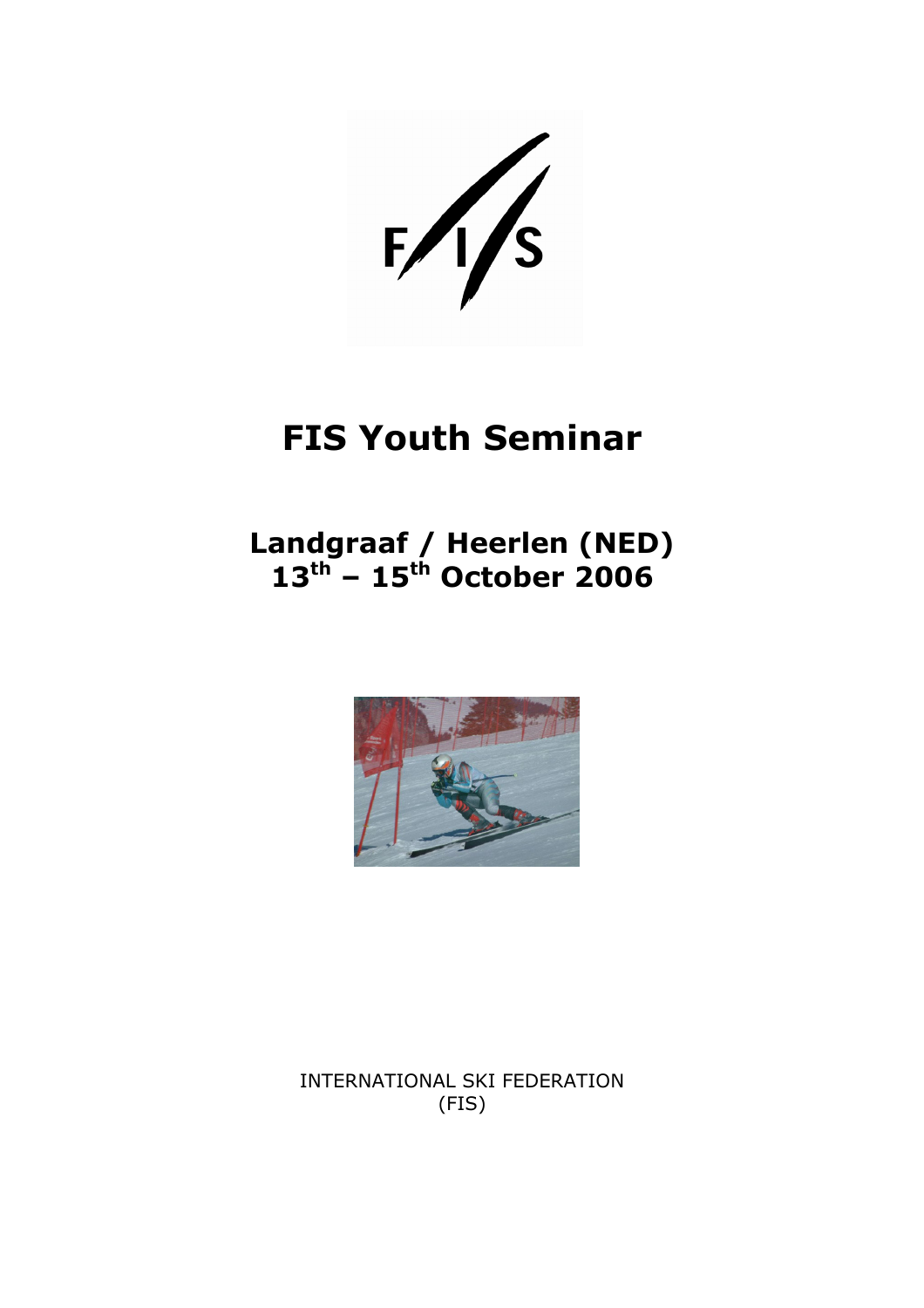F/I/S

# FIS Youth Seminar

## Landgraaf / Heerlen (NED)
## 13th – 15th October 2006

INTERNATIONAL SKI FEDERATION
(FIS)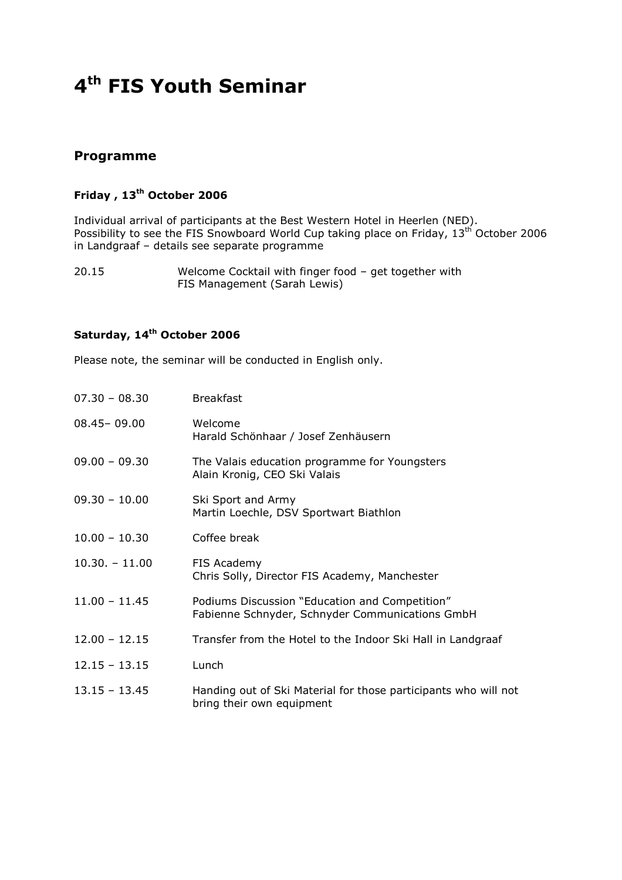# 4th FIS Youth Seminar

## Programme

### Friday , 13th October 2006

Individual arrival of participants at the Best Western Hotel in Heerlen (NED).
Possibility to see the FIS Snowboard World Cup taking place on Friday, 13th October 2006 in Landgraaf – details see separate programme

20.15 Welcome Cocktail with finger food – get together with FIS Management (Sarah Lewis)

### Saturday, 14th October 2006

Please note, the seminar will be conducted in English only.

| | |
|---|---|
| 07.30 – 08.30 | Breakfast |
| 08.45– 09.00 | Welcome<br>Harald Schönhaar / Josef Zenhäusern |
| 09.00 – 09.30 | The Valais education programme for Youngsters<br>Alain Kronig, CEO Ski Valais |
| 09.30 – 10.00 | Ski Sport and Army<br>Martin Loechle, DSV Sportwart Biathlon |
| 10.00 – 10.30 | Coffee break |
| 10.30. – 11.00 | FIS Academy<br>Chris Solly, Director FIS Academy, Manchester |
| 11.00 – 11.45 | Podiums Discussion "Education and Competition"<br>Fabienne Schnyder, Schnyder Communications GmbH |
| 12.00 – 12.15 | Transfer from the Hotel to the Indoor Ski Hall in Landgraaf |
| 12.15 – 13.15 | Lunch |
| 13.15 – 13.45 | Handing out of Ski Material for those participants who will not bring their own equipment |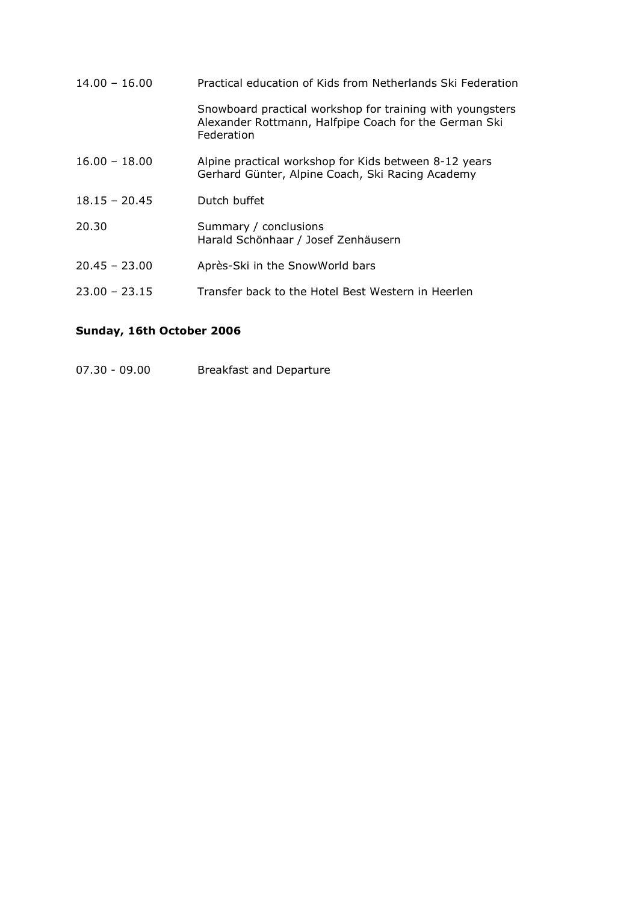| | |
|---|---|
| 14.00 – 16.00 | Practical education of Kids from Netherlands Ski Federation |
| | Snowboard practical workshop for training with youngsters<br>Alexander Rottmann, Halfpipe Coach for the German Ski Federation |
| 16.00 – 18.00 | Alpine practical workshop for Kids between 8-12 years<br>Gerhard Günter, Alpine Coach, Ski Racing Academy |
| 18.15 – 20.45 | Dutch buffet |
| 20.30 | Summary / conclusions<br>Harald Schönhaar / Josef Zenhäusern |
| 20.45 – 23.00 | Après-Ski in the SnowWorld bars |
| 23.00 – 23.15 | Transfer back to the Hotel Best Western in Heerlen |

**Sunday, 16th October 2006**

| | |
|---|---|
| 07.30 - 09.00 | Breakfast and Departure |